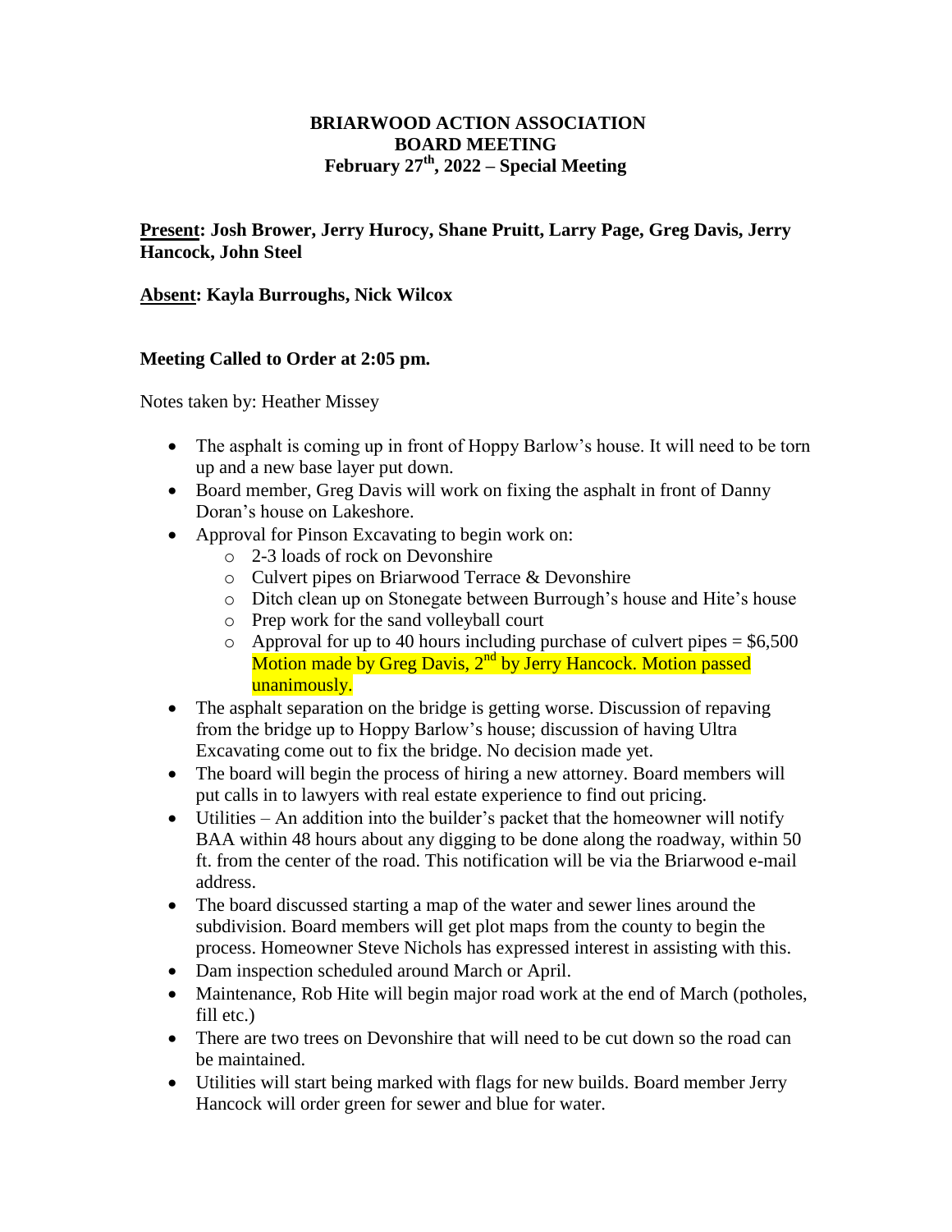**BRIARWOOD ACTION ASSOCIATION**
**BOARD MEETING**
**February 27th, 2022 – Special Meeting**

**Present: Josh Brower, Jerry Hurocy, Shane Pruitt, Larry Page, Greg Davis, Jerry Hancock, John Steel**

**Absent: Kayla Burroughs, Nick Wilcox**

**Meeting Called to Order at 2:05 pm.**

Notes taken by: Heather Missey

- The asphalt is coming up in front of Hoppy Barlow's house. It will need to be torn up and a new base layer put down.
- Board member, Greg Davis will work on fixing the asphalt in front of Danny Doran's house on Lakeshore.
- Approval for Pinson Excavating to begin work on:
  - 2-3 loads of rock on Devonshire
  - Culvert pipes on Briarwood Terrace & Devonshire
  - Ditch clean up on Stonegate between Burrough's house and Hite's house
  - Prep work for the sand volleyball court
  - Approval for up to 40 hours including purchase of culvert pipes = $6,500
    Motion made by Greg Davis, 2nd by Jerry Hancock. Motion passed unanimously.
- The asphalt separation on the bridge is getting worse. Discussion of repaving from the bridge up to Hoppy Barlow's house; discussion of having Ultra Excavating come out to fix the bridge. No decision made yet.
- The board will begin the process of hiring a new attorney. Board members will put calls in to lawyers with real estate experience to find out pricing.
- Utilities – An addition into the builder's packet that the homeowner will notify BAA within 48 hours about any digging to be done along the roadway, within 50 ft. from the center of the road. This notification will be via the Briarwood e-mail address.
- The board discussed starting a map of the water and sewer lines around the subdivision. Board members will get plot maps from the county to begin the process. Homeowner Steve Nichols has expressed interest in assisting with this.
- Dam inspection scheduled around March or April.
- Maintenance, Rob Hite will begin major road work at the end of March (potholes, fill etc.)
- There are two trees on Devonshire that will need to be cut down so the road can be maintained.
- Utilities will start being marked with flags for new builds. Board member Jerry Hancock will order green for sewer and blue for water.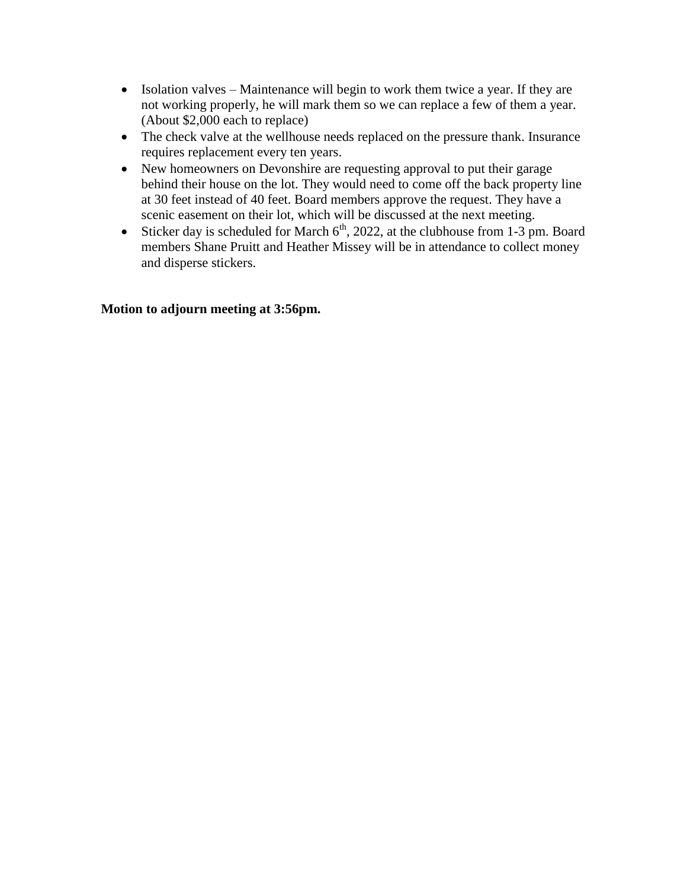- Isolation valves – Maintenance will begin to work them twice a year. If they are not working properly, he will mark them so we can replace a few of them a year. (About $2,000 each to replace)
- The check valve at the wellhouse needs replaced on the pressure thank. Insurance requires replacement every ten years.
- New homeowners on Devonshire are requesting approval to put their garage behind their house on the lot. They would need to come off the back property line at 30 feet instead of 40 feet. Board members approve the request. They have a scenic easement on their lot, which will be discussed at the next meeting.
- Sticker day is scheduled for March 6th, 2022, at the clubhouse from 1-3 pm. Board members Shane Pruitt and Heather Missey will be in attendance to collect money and disperse stickers.

**Motion to adjourn meeting at 3:56pm.**